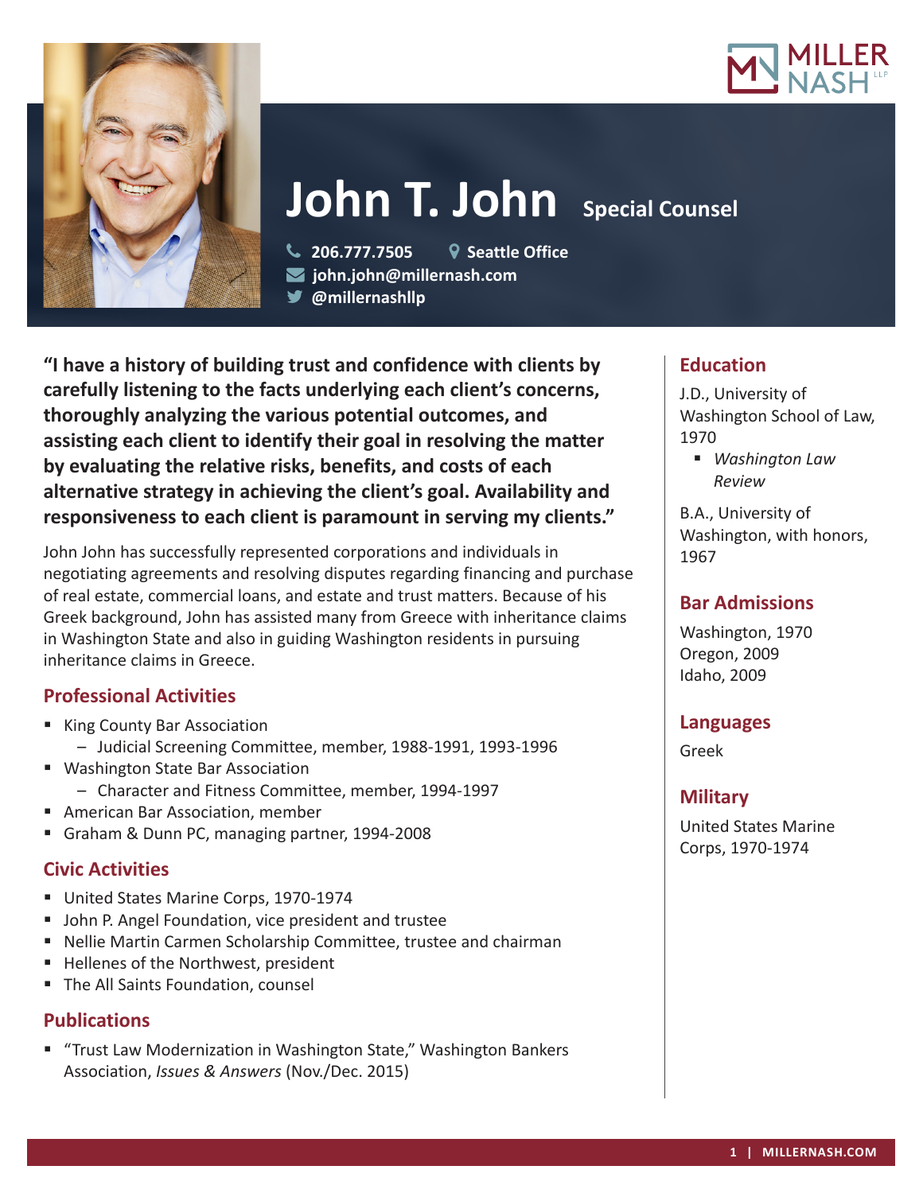# John T. John Special Counsel

206.777.7505 | Seattle Office
john.john@millernash.com
@millernashllp

**"I have a history of building trust and confidence with clients by carefully listening to the facts underlying each client's concerns, thoroughly analyzing the various potential outcomes, and assisting each client to identify their goal in resolving the matter by evaluating the relative risks, benefits, and costs of each alternative strategy in achieving the client's goal. Availability and responsiveness to each client is paramount in serving my clients."**

John John has successfully represented corporations and individuals in negotiating agreements and resolving disputes regarding financing and purchase of real estate, commercial loans, and estate and trust matters. Because of his Greek background, John has assisted many from Greece with inheritance claims in Washington State and also in guiding Washington residents in pursuing inheritance claims in Greece.

## Professional Activities

- King County Bar Association
  - Judicial Screening Committee, member, 1988-1991, 1993-1996
- Washington State Bar Association
  - Character and Fitness Committee, member, 1994-1997
- American Bar Association, member
- Graham & Dunn PC, managing partner, 1994-2008

## Civic Activities

- United States Marine Corps, 1970-1974
- John P. Angel Foundation, vice president and trustee
- Nellie Martin Carmen Scholarship Committee, trustee and chairman
- Hellenes of the Northwest, president
- The All Saints Foundation, counsel

## Publications

- "Trust Law Modernization in Washington State," Washington Bankers Association, *Issues & Answers* (Nov./Dec. 2015)

## Education

J.D., University of Washington School of Law, 1970

- *Washington Law Review*

B.A., University of Washington, with honors, 1967

## Bar Admissions

Washington, 1970
Oregon, 2009
Idaho, 2009

## Languages

Greek

## Military

United States Marine Corps, 1970-1974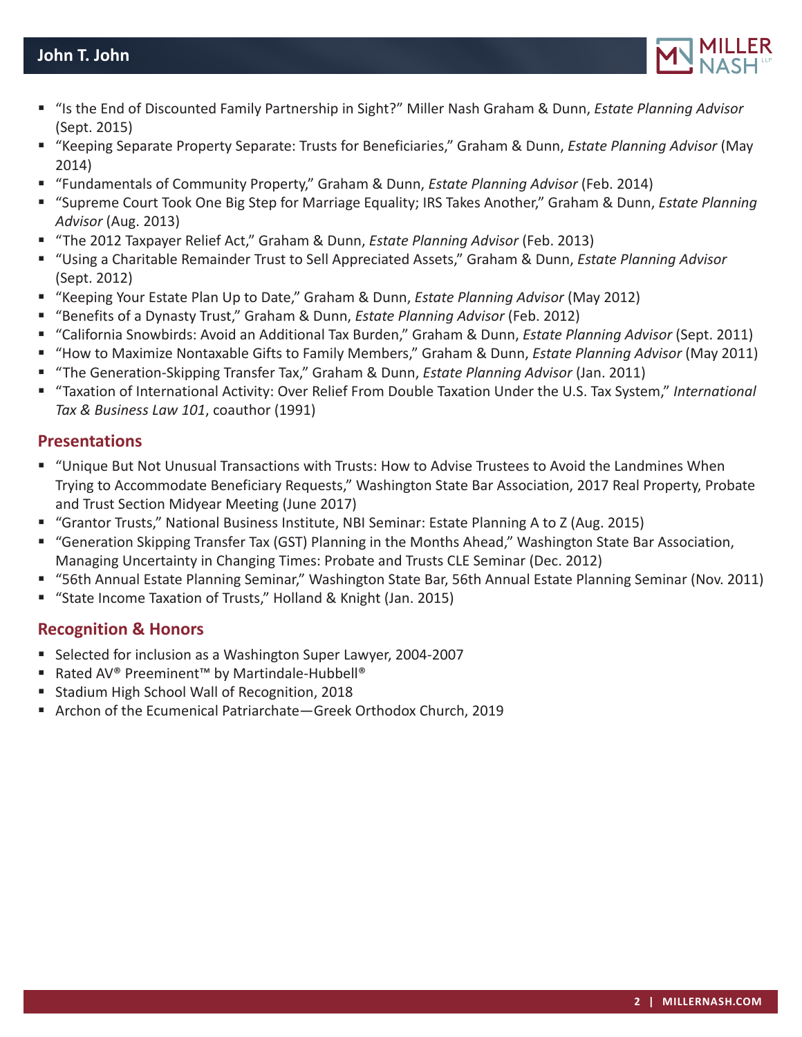- "Is the End of Discounted Family Partnership in Sight?" Miller Nash Graham & Dunn, *Estate Planning Advisor* (Sept. 2015)
- "Keeping Separate Property Separate: Trusts for Beneficiaries," Graham & Dunn, *Estate Planning Advisor* (May 2014)
- "Fundamentals of Community Property," Graham & Dunn, *Estate Planning Advisor* (Feb. 2014)
- "Supreme Court Took One Big Step for Marriage Equality; IRS Takes Another," Graham & Dunn, *Estate Planning Advisor* (Aug. 2013)
- "The 2012 Taxpayer Relief Act," Graham & Dunn, *Estate Planning Advisor* (Feb. 2013)
- "Using a Charitable Remainder Trust to Sell Appreciated Assets," Graham & Dunn, *Estate Planning Advisor* (Sept. 2012)
- "Keeping Your Estate Plan Up to Date," Graham & Dunn, *Estate Planning Advisor* (May 2012)
- "Benefits of a Dynasty Trust," Graham & Dunn, *Estate Planning Advisor* (Feb. 2012)
- "California Snowbirds: Avoid an Additional Tax Burden," Graham & Dunn, *Estate Planning Advisor* (Sept. 2011)
- "How to Maximize Nontaxable Gifts to Family Members," Graham & Dunn, *Estate Planning Advisor* (May 2011)
- "The Generation-Skipping Transfer Tax," Graham & Dunn, *Estate Planning Advisor* (Jan. 2011)
- "Taxation of International Activity: Over Relief From Double Taxation Under the U.S. Tax System," *International Tax & Business Law 101*, coauthor (1991)

## Presentations

- "Unique But Not Unusual Transactions with Trusts: How to Advise Trustees to Avoid the Landmines When Trying to Accommodate Beneficiary Requests," Washington State Bar Association, 2017 Real Property, Probate and Trust Section Midyear Meeting (June 2017)
- "Grantor Trusts," National Business Institute, NBI Seminar: Estate Planning A to Z (Aug. 2015)
- "Generation Skipping Transfer Tax (GST) Planning in the Months Ahead," Washington State Bar Association, Managing Uncertainty in Changing Times: Probate and Trusts CLE Seminar (Dec. 2012)
- "56th Annual Estate Planning Seminar," Washington State Bar, 56th Annual Estate Planning Seminar (Nov. 2011)
- "State Income Taxation of Trusts," Holland & Knight (Jan. 2015)

## Recognition & Honors

- Selected for inclusion as a Washington Super Lawyer, 2004-2007
- Rated AV® Preeminent™ by Martindale-Hubbell®
- Stadium High School Wall of Recognition, 2018
- Archon of the Ecumenical Patriarchate—Greek Orthodox Church, 2019